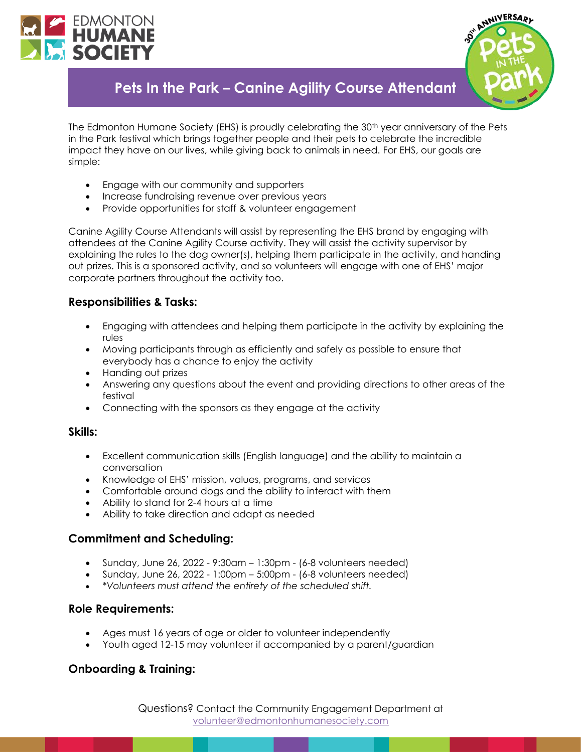# Pets In the Park – Canine Agility Course Attendant

The Edmonton Humane Society (EHS) is proudly celebrating the 30th year anniversary of the Pets in the Park festival which brings together people and their pets to celebrate the incredible impact they have on our lives, while giving back to animals in need. For EHS, our goals are simple:

- Engage with our community and supporters
- Increase fundraising revenue over previous years
- Provide opportunities for staff & volunteer engagement

Canine Agility Course Attendants will assist by representing the EHS brand by engaging with attendees at the Canine Agility Course activity. They will assist the activity supervisor by explaining the rules to the dog owner(s), helping them participate in the activity, and handing out prizes. This is a sponsored activity, and so volunteers will engage with one of EHS' major corporate partners throughout the activity too.

### Responsibilities & Tasks:

- Engaging with attendees and helping them participate in the activity by explaining the rules
- Moving participants through as efficiently and safely as possible to ensure that everybody has a chance to enjoy the activity
- Handing out prizes
- Answering any questions about the event and providing directions to other areas of the festival
- Connecting with the sponsors as they engage at the activity

### Skills:

- Excellent communication skills (English language) and the ability to maintain a conversation
- Knowledge of EHS' mission, values, programs, and services
- Comfortable around dogs and the ability to interact with them
- Ability to stand for 2-4 hours at a time
- Ability to take direction and adapt as needed

### Commitment and Scheduling:

- Sunday, June 26, 2022 - 9:30am – 1:30pm - (6-8 volunteers needed)
- Sunday, June 26, 2022 - 1:00pm – 5:00pm - (6-8 volunteers needed)
- *\*Volunteers must attend the entirety of the scheduled shift.*

### Role Requirements:

- Ages must 16 years of age or older to volunteer independently
- Youth aged 12-15 may volunteer if accompanied by a parent/guardian

### Onboarding & Training:

Questions? Contact the Community Engagement Department at volunteer@edmontonhumanesociety.com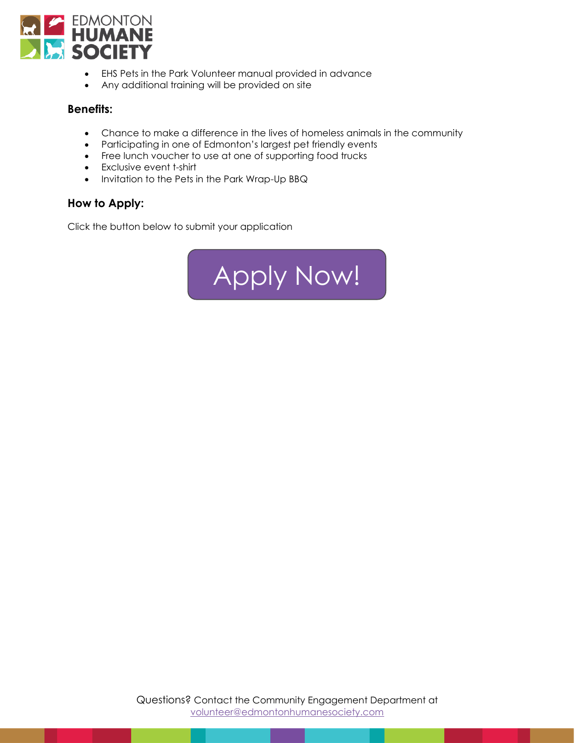- EHS Pets in the Park Volunteer manual provided in advance
- Any additional training will be provided on site

### Benefits:

- Chance to make a difference in the lives of homeless animals in the community
- Participating in one of Edmonton's largest pet friendly events
- Free lunch voucher to use at one of supporting food trucks
- Exclusive event t-shirt
- Invitation to the Pets in the Park Wrap-Up BBQ

### How to Apply:

Click the button below to submit your application

Apply Now!

Questions? Contact the Community Engagement Department at volunteer@edmontonhumanesociety.com